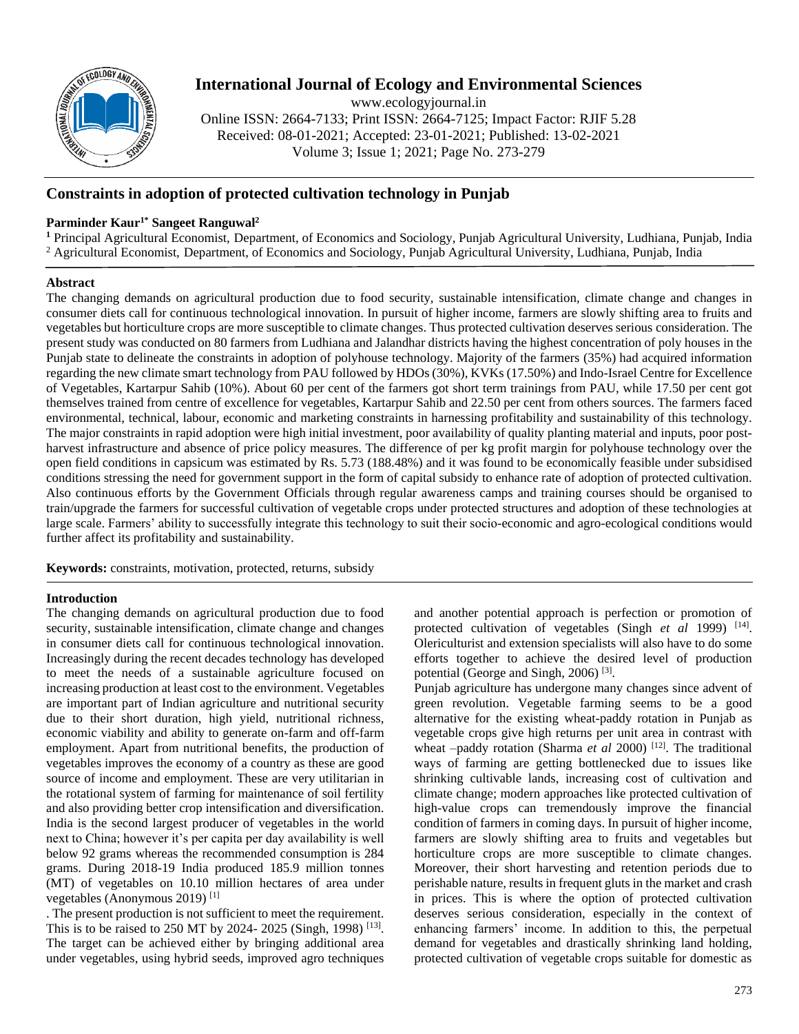# Constraints in adoption of protected cultivation technology in Punjab

**Parminder Kaur[1*] Sangeet Ranguwal[2]**

[1] Principal Agricultural Economist, Department, of Economics and Sociology, Punjab Agricultural University, Ludhiana, Punjab, India
[2] Agricultural Economist, Department, of Economics and Sociology, Punjab Agricultural University, Ludhiana, Punjab, India

## Abstract

The changing demands on agricultural production due to food security, sustainable intensification, climate change and changes in consumer diets call for continuous technological innovation. In pursuit of higher income, farmers are slowly shifting area to fruits and vegetables but horticulture crops are more susceptible to climate changes. Thus protected cultivation deserves serious consideration. The present study was conducted on 80 farmers from Ludhiana and Jalandhar districts having the highest concentration of poly houses in the Punjab state to delineate the constraints in adoption of polyhouse technology. Majority of the farmers (35%) had acquired information regarding the new climate smart technology from PAU followed by HDOs (30%), KVKs (17.50%) and Indo-Israel Centre for Excellence of Vegetables, Kartarpur Sahib (10%). About 60 per cent of the farmers got short term trainings from PAU, while 17.50 per cent got themselves trained from centre of excellence for vegetables, Kartarpur Sahib and 22.50 per cent from others sources. The farmers faced environmental, technical, labour, economic and marketing constraints in harnessing profitability and sustainability of this technology. The major constraints in rapid adoption were high initial investment, poor availability of quality planting material and inputs, poor post-harvest infrastructure and absence of price policy measures. The difference of per kg profit margin for polyhouse technology over the open field conditions in capsicum was estimated by Rs. 5.73 (188.48%) and it was found to be economically feasible under subsidised conditions stressing the need for government support in the form of capital subsidy to enhance rate of adoption of protected cultivation. Also continuous efforts by the Government Officials through regular awareness camps and training courses should be organised to train/upgrade the farmers for successful cultivation of vegetable crops under protected structures and adoption of these technologies at large scale. Farmers' ability to successfully integrate this technology to suit their socio-economic and agro-ecological conditions would further affect its profitability and sustainability.

**Keywords:** constraints, motivation, protected, returns, subsidy

## Introduction

The changing demands on agricultural production due to food security, sustainable intensification, climate change and changes in consumer diets call for continuous technological innovation. Increasingly during the recent decades technology has developed to meet the needs of a sustainable agriculture focused on increasing production at least cost to the environment. Vegetables are important part of Indian agriculture and nutritional security due to their short duration, high yield, nutritional richness, economic viability and ability to generate on-farm and off-farm employment. Apart from nutritional benefits, the production of vegetables improves the economy of a country as these are good source of income and employment. These are very utilitarian in the rotational system of farming for maintenance of soil fertility and also providing better crop intensification and diversification. India is the second largest producer of vegetables in the world next to China; however it's per capita per day availability is well below 92 grams whereas the recommended consumption is 284 grams. During 2018-19 India produced 185.9 million tonnes (MT) of vegetables on 10.10 million hectares of area under vegetables (Anonymous 2019) [1]

. The present production is not sufficient to meet the requirement. This is to be raised to 250 MT by 2024- 2025 (Singh, 1998) [13]. The target can be achieved either by bringing additional area under vegetables, using hybrid seeds, improved agro techniques and another potential approach is perfection or promotion of protected cultivation of vegetables (Singh *et al* 1999) [14]. Olericulturist and extension specialists will also have to do some efforts together to achieve the desired level of production potential (George and Singh, 2006) [3].

Punjab agriculture has undergone many changes since advent of green revolution. Vegetable farming seems to be a good alternative for the existing wheat-paddy rotation in Punjab as vegetable crops give high returns per unit area in contrast with wheat –paddy rotation (Sharma *et al* 2000) [12]. The traditional ways of farming are getting bottlenecked due to issues like shrinking cultivable lands, increasing cost of cultivation and climate change; modern approaches like protected cultivation of high-value crops can tremendously improve the financial condition of farmers in coming days. In pursuit of higher income, farmers are slowly shifting area to fruits and vegetables but horticulture crops are more susceptible to climate changes. Moreover, their short harvesting and retention periods due to perishable nature, results in frequent gluts in the market and crash in prices. This is where the option of protected cultivation deserves serious consideration, especially in the context of enhancing farmers' income. In addition to this, the perpetual demand for vegetables and drastically shrinking land holding, protected cultivation of vegetable crops suitable for domestic as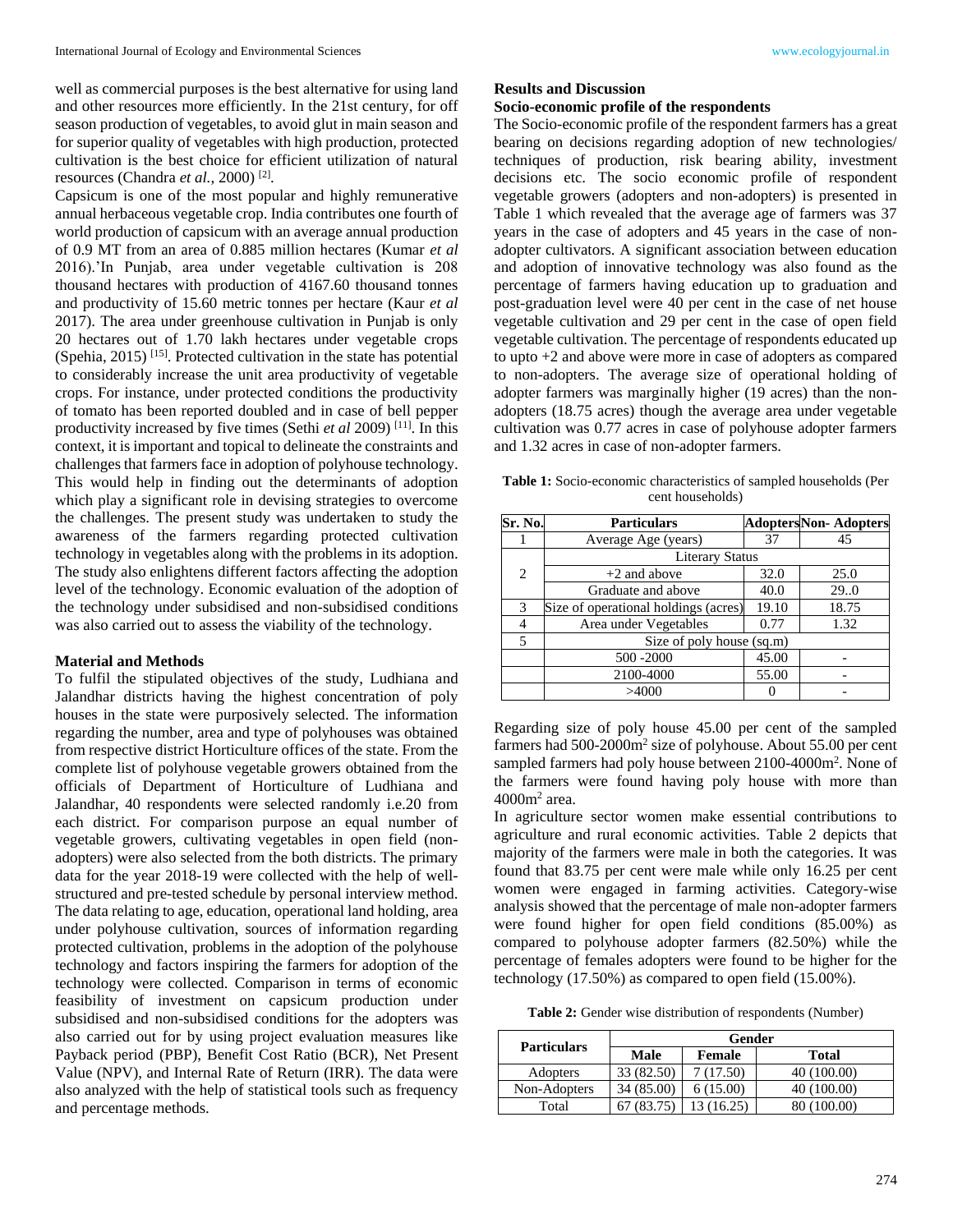well as commercial purposes is the best alternative for using land and other resources more efficiently. In the 21st century, for off season production of vegetables, to avoid glut in main season and for superior quality of vegetables with high production, protected cultivation is the best choice for efficient utilization of natural resources (Chandra *et al.,* 2000) [2].

Capsicum is one of the most popular and highly remunerative annual herbaceous vegetable crop. India contributes one fourth of world production of capsicum with an average annual production of 0.9 MT from an area of 0.885 million hectares (Kumar *et al* 2016).'In Punjab, area under vegetable cultivation is 208 thousand hectares with production of 4167.60 thousand tonnes and productivity of 15.60 metric tonnes per hectare (Kaur *et al* 2017). The area under greenhouse cultivation in Punjab is only 20 hectares out of 1.70 lakh hectares under vegetable crops (Spehia, 2015) [15]. Protected cultivation in the state has potential to considerably increase the unit area productivity of vegetable crops. For instance, under protected conditions the productivity of tomato has been reported doubled and in case of bell pepper productivity increased by five times (Sethi *et al* 2009) [11]. In this context, it is important and topical to delineate the constraints and challenges that farmers face in adoption of polyhouse technology. This would help in finding out the determinants of adoption which play a significant role in devising strategies to overcome the challenges. The present study was undertaken to study the awareness of the farmers regarding protected cultivation technology in vegetables along with the problems in its adoption. The study also enlightens different factors affecting the adoption level of the technology. Economic evaluation of the adoption of the technology under subsidised and non-subsidised conditions was also carried out to assess the viability of the technology.

## Material and Methods

To fulfil the stipulated objectives of the study, Ludhiana and Jalandhar districts having the highest concentration of poly houses in the state were purposively selected. The information regarding the number, area and type of polyhouses was obtained from respective district Horticulture offices of the state. From the complete list of polyhouse vegetable growers obtained from the officials of Department of Horticulture of Ludhiana and Jalandhar, 40 respondents were selected randomly i.e.20 from each district. For comparison purpose an equal number of vegetable growers, cultivating vegetables in open field (non-adopters) were also selected from the both districts. The primary data for the year 2018-19 were collected with the help of well-structured and pre-tested schedule by personal interview method. The data relating to age, education, operational land holding, area under polyhouse cultivation, sources of information regarding protected cultivation, problems in the adoption of the polyhouse technology and factors inspiring the farmers for adoption of the technology were collected. Comparison in terms of economic feasibility of investment on capsicum production under subsidised and non-subsidised conditions for the adopters was also carried out for by using project evaluation measures like Payback period (PBP), Benefit Cost Ratio (BCR), Net Present Value (NPV), and Internal Rate of Return (IRR). The data were also analyzed with the help of statistical tools such as frequency and percentage methods.

## Results and Discussion

### Socio-economic profile of the respondents

The Socio-economic profile of the respondent farmers has a great bearing on decisions regarding adoption of new technologies/ techniques of production, risk bearing ability, investment decisions etc. The socio economic profile of respondent vegetable growers (adopters and non-adopters) is presented in Table 1 which revealed that the average age of farmers was 37 years in the case of adopters and 45 years in the case of non-adopter cultivators. A significant association between education and adoption of innovative technology was also found as the percentage of farmers having education up to graduation and post-graduation level were 40 per cent in the case of net house vegetable cultivation and 29 per cent in the case of open field vegetable cultivation. The percentage of respondents educated up to upto +2 and above were more in case of adopters as compared to non-adopters. The average size of operational holding of adopter farmers was marginally higher (19 acres) than the non-adopters (18.75 acres) though the average area under vegetable cultivation was 0.77 acres in case of polyhouse adopter farmers and 1.32 acres in case of non-adopter farmers.

**Table 1:** Socio-economic characteristics of sampled households (Per cent households)

| Sr. No. | Particulars | Adopters | Non- Adopters |
|---|---|---|---|
| 1 | Average Age (years) | 37 | 45 |
| 2 | Literary Status | | |
| | +2 and above | 32.0 | 25.0 |
| | Graduate and above | 40.0 | 29..0 |
| 3 | Size of operational holdings (acres) | 19.10 | 18.75 |
| 4 | Area under Vegetables | 0.77 | 1.32 |
| 5 | Size of poly house (sq.m) | | |
| | 500 -2000 | 45.00 | - |
| | 2100-4000 | 55.00 | - |
| | >4000 | 0 | - |

Regarding size of poly house 45.00 per cent of the sampled farmers had 500-2000m$^2$ size of polyhouse. About 55.00 per cent sampled farmers had poly house between 2100-4000m$^2$. None of the farmers were found having poly house with more than 4000m$^2$ area.

In agriculture sector women make essential contributions to agriculture and rural economic activities. Table 2 depicts that majority of the farmers were male in both the categories. It was found that 83.75 per cent were male while only 16.25 per cent women were engaged in farming activities. Category-wise analysis showed that the percentage of male non-adopter farmers were found higher for open field conditions (85.00%) as compared to polyhouse adopter farmers (82.50%) while the percentage of females adopters were found to be higher for the technology (17.50%) as compared to open field (15.00%).

**Table 2:** Gender wise distribution of respondents (Number)

| Particulars | Gender | | |
|---|---|---|---|
| | Male | Female | Total |
| Adopters | 33 (82.50) | 7 (17.50) | 40 (100.00) |
| Non-Adopters | 34 (85.00) | 6 (15.00) | 40 (100.00) |
| Total | 67 (83.75) | 13 (16.25) | 80 (100.00) |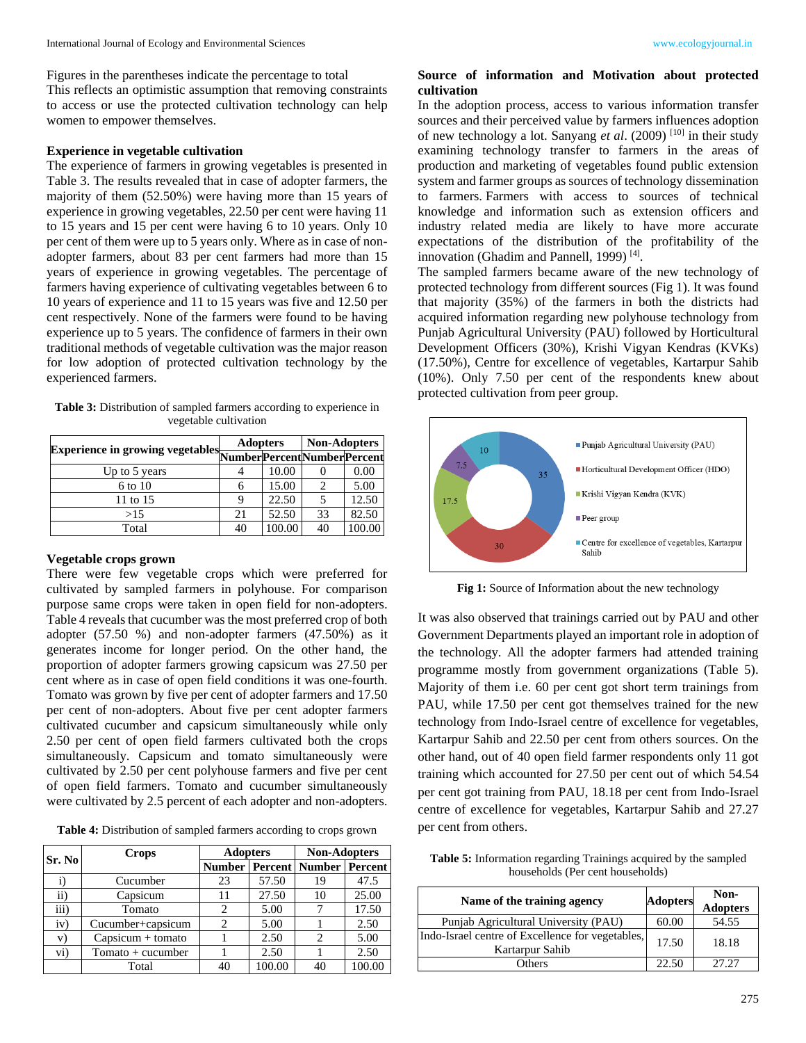Figures in the parentheses indicate the percentage to total

This reflects an optimistic assumption that removing constraints to access or use the protected cultivation technology can help women to empower themselves.

### Experience in vegetable cultivation

The experience of farmers in growing vegetables is presented in Table 3. The results revealed that in case of adopter farmers, the majority of them (52.50%) were having more than 15 years of experience in growing vegetables, 22.50 per cent were having 11 to 15 years and 15 per cent were having 6 to 10 years. Only 10 per cent of them were up to 5 years only. Where as in case of non-adopter farmers, about 83 per cent farmers had more than 15 years of experience in growing vegetables. The percentage of farmers having experience of cultivating vegetables between 6 to 10 years of experience and 11 to 15 years was five and 12.50 per cent respectively. None of the farmers were found to be having experience up to 5 years. The confidence of farmers in their own traditional methods of vegetable cultivation was the major reason for low adoption of protected cultivation technology by the experienced farmers.

**Table 3:** Distribution of sampled farmers according to experience in vegetable cultivation

| Experience in growing vegetables | Adopters | | Non-Adopters | |
|---|---|---|---|---|
| | Number | Percent | Number | Percent |
| Up to 5 years | 4 | 10.00 | 0 | 0.00 |
| 6 to 10 | 6 | 15.00 | 2 | 5.00 |
| 11 to 15 | 9 | 22.50 | 5 | 12.50 |
| >15 | 21 | 52.50 | 33 | 82.50 |
| Total | 40 | 100.00 | 40 | 100.00 |

### Vegetable crops grown

There were few vegetable crops which were preferred for cultivated by sampled farmers in polyhouse. For comparison purpose same crops were taken in open field for non-adopters. Table 4 reveals that cucumber was the most preferred crop of both adopter (57.50 %) and non-adopter farmers (47.50%) as it generates income for longer period. On the other hand, the proportion of adopter farmers growing capsicum was 27.50 per cent where as in case of open field conditions it was one-fourth. Tomato was grown by five per cent of adopter farmers and 17.50 per cent of non-adopters. About five per cent adopter farmers cultivated cucumber and capsicum simultaneously while only 2.50 per cent of open field farmers cultivated both the crops simultaneously. Capsicum and tomato simultaneously were cultivated by 2.50 per cent polyhouse farmers and five per cent of open field farmers. Tomato and cucumber simultaneously were cultivated by 2.5 percent of each adopter and non-adopters.

**Table 4:** Distribution of sampled farmers according to crops grown

| Sr. No | Crops | Adopters | | Non-Adopters | |
|---|---|---|---|---|---|
| | | Number | Percent | Number | Percent |
| i) | Cucumber | 23 | 57.50 | 19 | 47.5 |
| ii) | Capsicum | 11 | 27.50 | 10 | 25.00 |
| iii) | Tomato | 2 | 5.00 | 7 | 17.50 |
| iv) | Cucumber+capsicum | 2 | 5.00 | 1 | 2.50 |
| v) | Capsicum + tomato | 1 | 2.50 | 2 | 5.00 |
| vi) | Tomato + cucumber | 1 | 2.50 | 1 | 2.50 |
| | Total | 40 | 100.00 | 40 | 100.00 |

### Source of information and Motivation about protected cultivation

In the adoption process, access to various information transfer sources and their perceived value by farmers influences adoption of new technology a lot. Sanyang *et al*. (2009) [10] in their study examining technology transfer to farmers in the areas of production and marketing of vegetables found public extension system and farmer groups as sources of technology dissemination to farmers. Farmers with access to sources of technical knowledge and information such as extension officers and industry related media are likely to have more accurate expectations of the distribution of the profitability of the innovation (Ghadim and Pannell, 1999) [4].

The sampled farmers became aware of the new technology of protected technology from different sources (Fig 1). It was found that majority (35%) of the farmers in both the districts had acquired information regarding new polyhouse technology from Punjab Agricultural University (PAU) followed by Horticultural Development Officers (30%), Krishi Vigyan Kendras (KVKs) (17.50%), Centre for excellence of vegetables, Kartarpur Sahib (10%). Only 7.50 per cent of the respondents knew about protected cultivation from peer group.

**Fig 1:** Source of Information about the new technology

It was also observed that trainings carried out by PAU and other Government Departments played an important role in adoption of the technology. All the adopter farmers had attended training programme mostly from government organizations (Table 5). Majority of them i.e. 60 per cent got short term trainings from PAU, while 17.50 per cent got themselves trained for the new technology from Indo-Israel centre of excellence for vegetables, Kartarpur Sahib and 22.50 per cent from others sources. On the other hand, out of 40 open field farmer respondents only 11 got training which accounted for 27.50 per cent out of which 54.54 per cent got training from PAU, 18.18 per cent from Indo-Israel centre of excellence for vegetables, Kartarpur Sahib and 27.27 per cent from others.

**Table 5:** Information regarding Trainings acquired by the sampled households (Per cent households)

| Name of the training agency | Adopters | Non-Adopters |
|---|---|---|
| Punjab Agricultural University (PAU) | 60.00 | 54.55 |
| Indo-Israel centre of Excellence for vegetables, Kartarpur Sahib | 17.50 | 18.18 |
| Others | 22.50 | 27.27 |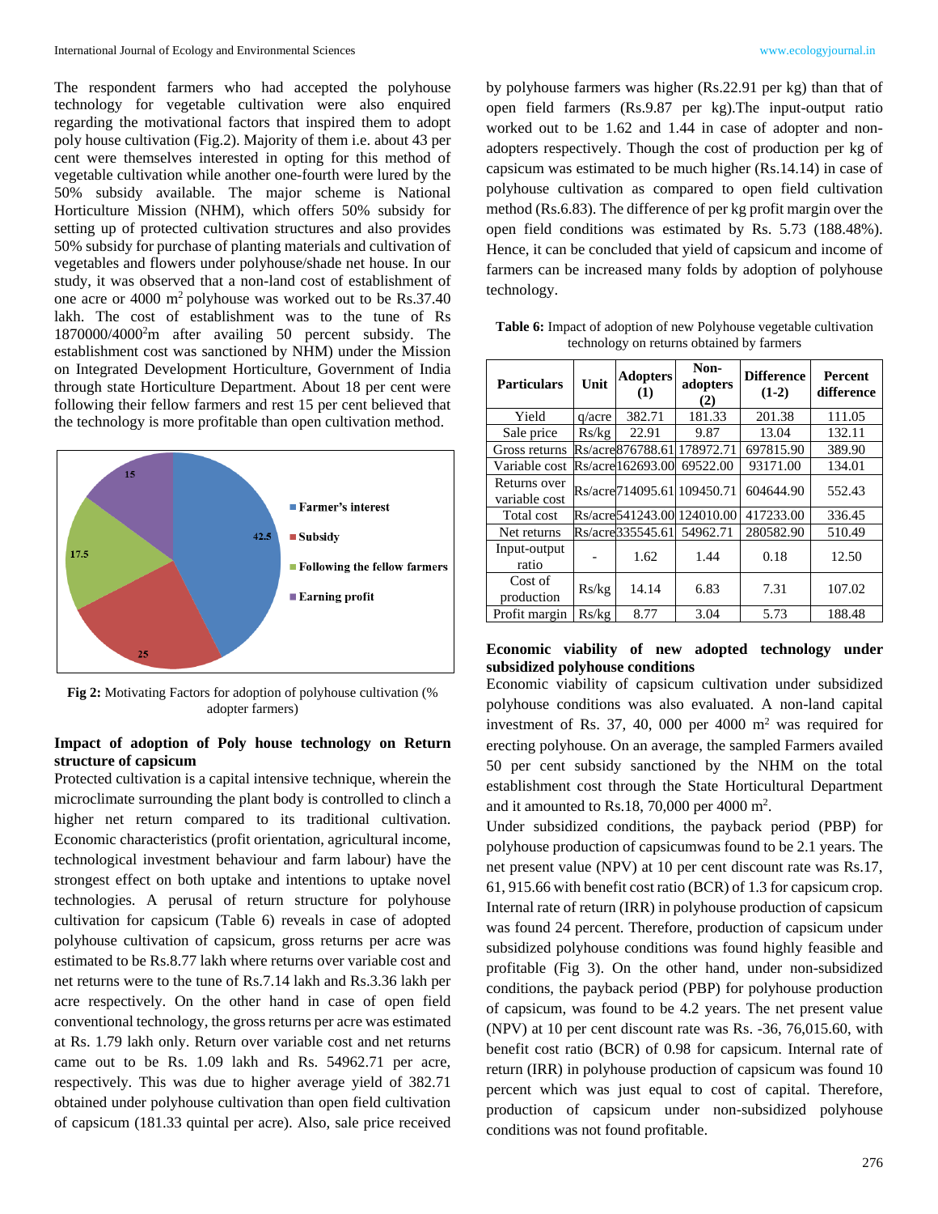The respondent farmers who had accepted the polyhouse technology for vegetable cultivation were also enquired regarding the motivational factors that inspired them to adopt poly house cultivation (Fig.2). Majority of them i.e. about 43 per cent were themselves interested in opting for this method of vegetable cultivation while another one-fourth were lured by the 50% subsidy available. The major scheme is National Horticulture Mission (NHM), which offers 50% subsidy for setting up of protected cultivation structures and also provides 50% subsidy for purchase of planting materials and cultivation of vegetables and flowers under polyhouse/shade net house. In our study, it was observed that a non-land cost of establishment of one acre or 4000 m$^2$ polyhouse was worked out to be Rs.37.40 lakh. The cost of establishment was to the tune of Rs 1870000/4000$^2$m after availing 50 percent subsidy. The establishment cost was sanctioned by NHM) under the Mission on Integrated Development Horticulture, Government of India through state Horticulture Department. About 18 per cent were following their fellow farmers and rest 15 per cent believed that the technology is more profitable than open cultivation method.

| Motivating factor | % adopter farmers |
|---|---|
| Farmer's interest | 42.5 |
| Subsidy | 25 |
| Following the fellow farmers | 17.5 |
| Earning profit | 15 |

**Fig 2:** Motivating Factors for adoption of polyhouse cultivation (% adopter farmers)

**Impact of adoption of Poly house technology on Return structure of capsicum**

Protected cultivation is a capital intensive technique, wherein the microclimate surrounding the plant body is controlled to clinch a higher net return compared to its traditional cultivation. Economic characteristics (profit orientation, agricultural income, technological investment behaviour and farm labour) have the strongest effect on both uptake and intentions to uptake novel technologies. A perusal of return structure for polyhouse cultivation for capsicum (Table 6) reveals in case of adopted polyhouse cultivation of capsicum, gross returns per acre was estimated to be Rs.8.77 lakh where returns over variable cost and net returns were to the tune of Rs.7.14 lakh and Rs.3.36 lakh per acre respectively. On the other hand in case of open field conventional technology, the gross returns per acre was estimated at Rs. 1.79 lakh only. Return over variable cost and net returns came out to be Rs. 1.09 lakh and Rs. 54962.71 per acre, respectively. This was due to higher average yield of 382.71 obtained under polyhouse cultivation than open field cultivation of capsicum (181.33 quintal per acre). Also, sale price received by polyhouse farmers was higher (Rs.22.91 per kg) than that of open field farmers (Rs.9.87 per kg).The input-output ratio worked out to be 1.62 and 1.44 in case of adopter and non-adopters respectively. Though the cost of production per kg of capsicum was estimated to be much higher (Rs.14.14) in case of polyhouse cultivation as compared to open field cultivation method (Rs.6.83). The difference of per kg profit margin over the open field conditions was estimated by Rs. 5.73 (188.48%). Hence, it can be concluded that yield of capsicum and income of farmers can be increased many folds by adoption of polyhouse technology.

**Table 6:** Impact of adoption of new Polyhouse vegetable cultivation technology on returns obtained by farmers

| Particulars | Unit | Adopters (1) | Non-adopters (2) | Difference (1-2) | Percent difference |
|---|---|---|---|---|---|
| Yield | q/acre | 382.71 | 181.33 | 201.38 | 111.05 |
| Sale price | Rs/kg | 22.91 | 9.87 | 13.04 | 132.11 |
| Gross returns | Rs/acre | 876788.61 | 178972.71 | 697815.90 | 389.90 |
| Variable cost | Rs/acre | 162693.00 | 69522.00 | 93171.00 | 134.01 |
| Returns over variable cost | Rs/acre | 714095.61 | 109450.71 | 604644.90 | 552.43 |
| Total cost | Rs/acre | 541243.00 | 124010.00 | 417233.00 | 336.45 |
| Net returns | Rs/acre | 335545.61 | 54962.71 | 280582.90 | 510.49 |
| Input-output ratio | - | 1.62 | 1.44 | 0.18 | 12.50 |
| Cost of production | Rs/kg | 14.14 | 6.83 | 7.31 | 107.02 |
| Profit margin | Rs/kg | 8.77 | 3.04 | 5.73 | 188.48 |

**Economic viability of new adopted technology under subsidized polyhouse conditions**

Economic viability of capsicum cultivation under subsidized polyhouse conditions was also evaluated. A non-land capital investment of Rs. 37, 40, 000 per 4000 m$^2$ was required for erecting polyhouse. On an average, the sampled Farmers availed 50 per cent subsidy sanctioned by the NHM on the total establishment cost through the State Horticultural Department and it amounted to Rs.18, 70,000 per 4000 m$^2$.

Under subsidized conditions, the payback period (PBP) for polyhouse production of capsicumwas found to be 2.1 years. The net present value (NPV) at 10 per cent discount rate was Rs.17, 61, 915.66 with benefit cost ratio (BCR) of 1.3 for capsicum crop. Internal rate of return (IRR) in polyhouse production of capsicum was found 24 percent. Therefore, production of capsicum under subsidized polyhouse conditions was found highly feasible and profitable (Fig 3). On the other hand, under non-subsidized conditions, the payback period (PBP) for polyhouse production of capsicum, was found to be 4.2 years. The net present value (NPV) at 10 per cent discount rate was Rs. -36, 76,015.60, with benefit cost ratio (BCR) of 0.98 for capsicum. Internal rate of return (IRR) in polyhouse production of capsicum was found 10 percent which was just equal to cost of capital. Therefore, production of capsicum under non-subsidized polyhouse conditions was not found profitable.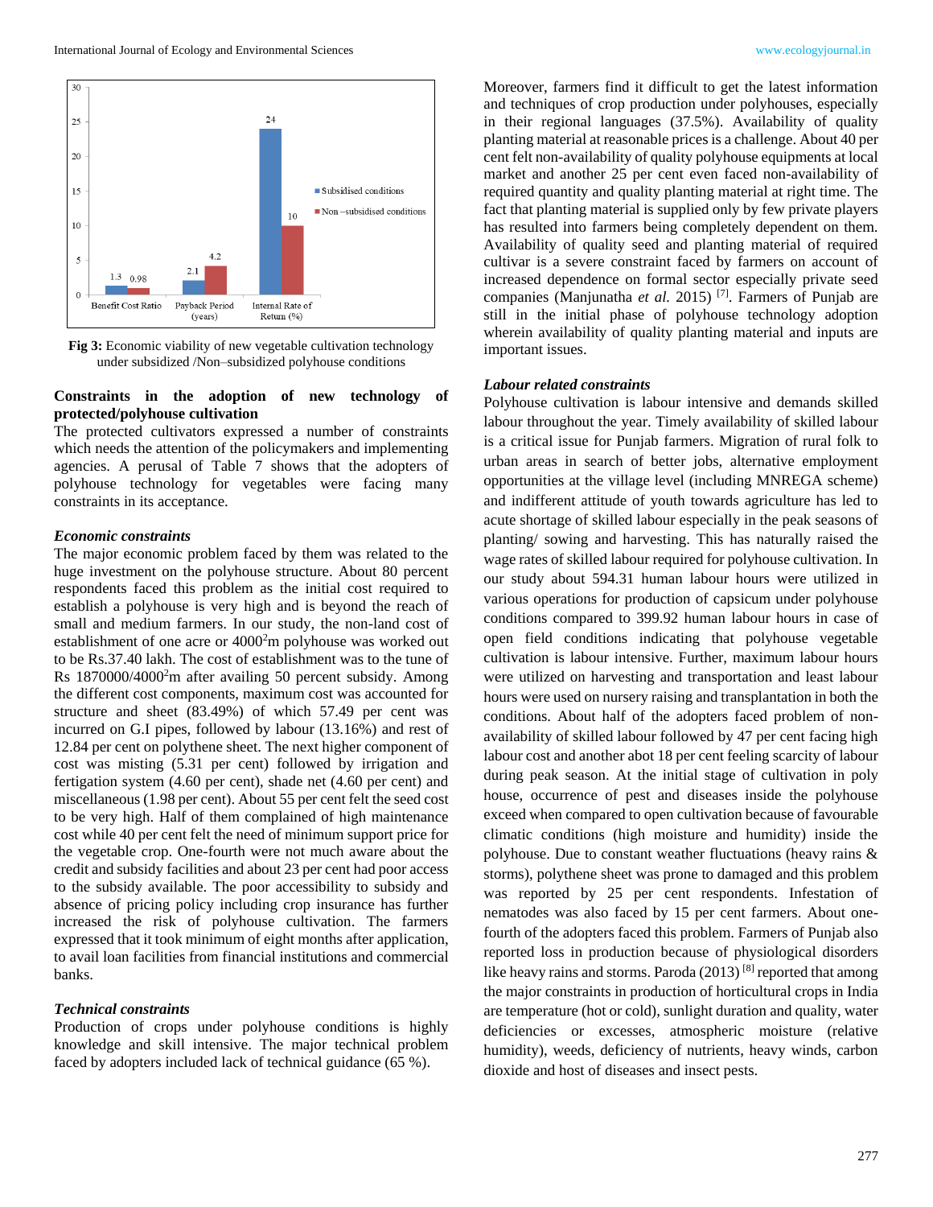Fig 3: Economic viability of new vegetable cultivation technology under subsidized /Non–subsidized polyhouse conditions

## Constraints in the adoption of new technology of protected/polyhouse cultivation

The protected cultivators expressed a number of constraints which needs the attention of the policymakers and implementing agencies. A perusal of Table 7 shows that the adopters of polyhouse technology for vegetables were facing many constraints in its acceptance.

### *Economic constraints*

The major economic problem faced by them was related to the huge investment on the polyhouse structure. About 80 percent respondents faced this problem as the initial cost required to establish a polyhouse is very high and is beyond the reach of small and medium farmers. In our study, the non-land cost of establishment of one acre or 4000$^2$m polyhouse was worked out to be Rs.37.40 lakh. The cost of establishment was to the tune of Rs 1870000/4000$^2$m after availing 50 percent subsidy. Among the different cost components, maximum cost was accounted for structure and sheet (83.49%) of which 57.49 per cent was incurred on G.I pipes, followed by labour (13.16%) and rest of 12.84 per cent on polythene sheet. The next higher component of cost was misting (5.31 per cent) followed by irrigation and fertigation system (4.60 per cent), shade net (4.60 per cent) and miscellaneous (1.98 per cent). About 55 per cent felt the seed cost to be very high. Half of them complained of high maintenance cost while 40 per cent felt the need of minimum support price for the vegetable crop. One-fourth were not much aware about the credit and subsidy facilities and about 23 per cent had poor access to the subsidy available. The poor accessibility to subsidy and absence of pricing policy including crop insurance has further increased the risk of polyhouse cultivation. The farmers expressed that it took minimum of eight months after application, to avail loan facilities from financial institutions and commercial banks.

### *Technical constraints*

Production of crops under polyhouse conditions is highly knowledge and skill intensive. The major technical problem faced by adopters included lack of technical guidance (65 %). Moreover, farmers find it difficult to get the latest information and techniques of crop production under polyhouses, especially in their regional languages (37.5%). Availability of quality planting material at reasonable prices is a challenge. About 40 per cent felt non-availability of quality polyhouse equipments at local market and another 25 per cent even faced non-availability of required quantity and quality planting material at right time. The fact that planting material is supplied only by few private players has resulted into farmers being completely dependent on them. Availability of quality seed and planting material of required cultivar is a severe constraint faced by farmers on account of increased dependence on formal sector especially private seed companies (Manjunatha *et al.* 2015) [7]. Farmers of Punjab are still in the initial phase of polyhouse technology adoption wherein availability of quality planting material and inputs are important issues.

### *Labour related constraints*

Polyhouse cultivation is labour intensive and demands skilled labour throughout the year. Timely availability of skilled labour is a critical issue for Punjab farmers. Migration of rural folk to urban areas in search of better jobs, alternative employment opportunities at the village level (including MNREGA scheme) and indifferent attitude of youth towards agriculture has led to acute shortage of skilled labour especially in the peak seasons of planting/ sowing and harvesting. This has naturally raised the wage rates of skilled labour required for polyhouse cultivation. In our study about 594.31 human labour hours were utilized in various operations for production of capsicum under polyhouse conditions compared to 399.92 human labour hours in case of open field conditions indicating that polyhouse vegetable cultivation is labour intensive. Further, maximum labour hours were utilized on harvesting and transportation and least labour hours were used on nursery raising and transplantation in both the conditions. About half of the adopters faced problem of non-availability of skilled labour followed by 47 per cent facing high labour cost and another abot 18 per cent feeling scarcity of labour during peak season. At the initial stage of cultivation in poly house, occurrence of pest and diseases inside the polyhouse exceed when compared to open cultivation because of favourable climatic conditions (high moisture and humidity) inside the polyhouse. Due to constant weather fluctuations (heavy rains & storms), polythene sheet was prone to damaged and this problem was reported by 25 per cent respondents. Infestation of nematodes was also faced by 15 per cent farmers. About one-fourth of the adopters faced this problem. Farmers of Punjab also reported loss in production because of physiological disorders like heavy rains and storms. Paroda (2013) [8] reported that among the major constraints in production of horticultural crops in India are temperature (hot or cold), sunlight duration and quality, water deficiencies or excesses, atmospheric moisture (relative humidity), weeds, deficiency of nutrients, heavy winds, carbon dioxide and host of diseases and insect pests.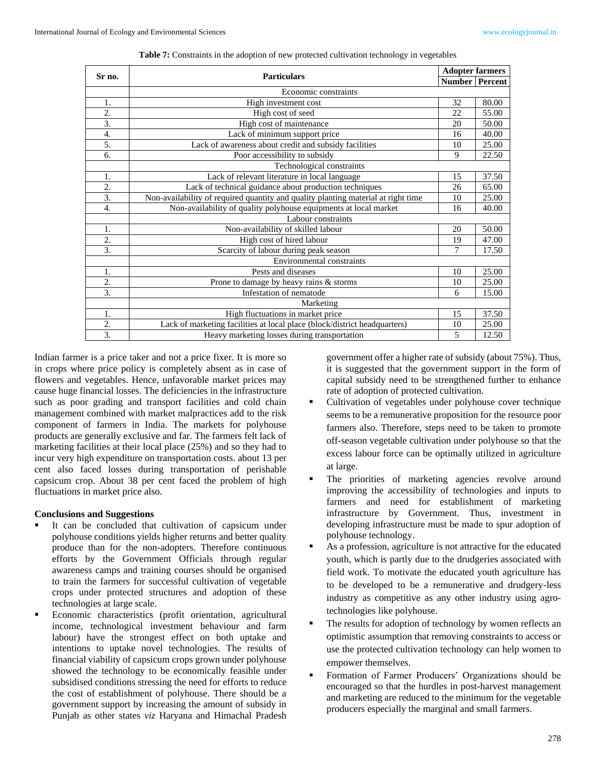**Table 7:** Constraints in the adoption of new protected cultivation technology in vegetables

| Sr no. | Particulars | Adopter farmers | |
|---|---|---|---|
| | | Number | Percent |
| | Economic constraints | | |
| 1. | High investment cost | 32 | 80.00 |
| 2. | High cost of seed | 22 | 55.00 |
| 3. | High cost of maintenance | 20 | 50.00 |
| 4. | Lack of minimum support price | 16 | 40.00 |
| 5. | Lack of awareness about credit and subsidy facilities | 10 | 25.00 |
| 6. | Poor accessibility to subsidy | 9 | 22.50 |
| | Technological constraints | | |
| 1. | Lack of relevant literature in local language | 15 | 37.50 |
| 2. | Lack of technical guidance about production techniques | 26 | 65.00 |
| 3. | Non-availability of required quantity and quality planting material at right time | 10 | 25.00 |
| 4. | Non-availability of quality polyhouse equipments at local market | 16 | 40.00 |
| | Labour constraints | | |
| 1. | Non-availability of skilled labour | 20 | 50.00 |
| 2. | High cost of hired labour | 19 | 47.00 |
| 3. | Scarcity of labour during peak season | 7 | 17.50 |
| | Environmental constraints | | |
| 1. | Pests and diseases | 10 | 25.00 |
| 2. | Prone to damage by heavy rains & storms | 10 | 25.00 |
| 3. | Infestation of nematode | 6 | 15.00 |
| | Marketing | | |
| 1. | High fluctuations in market price | 15 | 37.50 |
| 2. | Lack of marketing facilities at local place (block/district headquarters) | 10 | 25.00 |
| 3. | Heavy marketing losses during transportation | 5 | 12.50 |

Indian farmer is a price taker and not a price fixer. It is more so in crops where price policy is completely absent as in case of flowers and vegetables. Hence, unfavorable market prices may cause huge financial losses. The deficiencies in the infrastructure such as poor grading and transport facilities and cold chain management combined with market malpractices add to the risk component of farmers in India. The markets for polyhouse products are generally exclusive and far. The farmers felt lack of marketing facilities at their local place (25%) and so they had to incur very high expenditure on transportation costs. about 13 per cent also faced losses during transportation of perishable capsicum crop. About 38 per cent faced the problem of high fluctuations in market price also.

## Conclusions and Suggestions

- It can be concluded that cultivation of capsicum under polyhouse conditions yields higher returns and better quality produce than for the non-adopters. Therefore continuous efforts by the Government Officials through regular awareness camps and training courses should be organised to train the farmers for successful cultivation of vegetable crops under protected structures and adoption of these technologies at large scale.
- Economic characteristics (profit orientation, agricultural income, technological investment behaviour and farm labour) have the strongest effect on both uptake and intentions to uptake novel technologies. The results of financial viability of capsicum crops grown under polyhouse showed the technology to be economically feasible under subsidised conditions stressing the need for efforts to reduce the cost of establishment of polyhouse. There should be a government support by increasing the amount of subsidy in Punjab as other states *viz* Haryana and Himachal Pradesh government offer a higher rate of subsidy (about 75%). Thus, it is suggested that the government support in the form of capital subsidy need to be strengthened further to enhance rate of adoption of protected cultivation.
- Cultivation of vegetables under polyhouse cover technique seems to be a remunerative proposition for the resource poor farmers also. Therefore, steps need to be taken to promote off-season vegetable cultivation under polyhouse so that the excess labour force can be optimally utilized in agriculture at large.
- The priorities of marketing agencies revolve around improving the accessibility of technologies and inputs to farmers and need for establishment of marketing infrastructure by Government. Thus, investment in developing infrastructure must be made to spur adoption of polyhouse technology.
- As a profession, agriculture is not attractive for the educated youth, which is partly due to the drudgeries associated with field work. To motivate the educated youth agriculture has to be developed to be a remunerative and drudgery-less industry as competitive as any other industry using agro-technologies like polyhouse.
- The results for adoption of technology by women reflects an optimistic assumption that removing constraints to access or use the protected cultivation technology can help women to empower themselves.
- Formation of Farmer Producers' Organizations should be encouraged so that the hurdles in post-harvest management and marketing are reduced to the minimum for the vegetable producers especially the marginal and small farmers.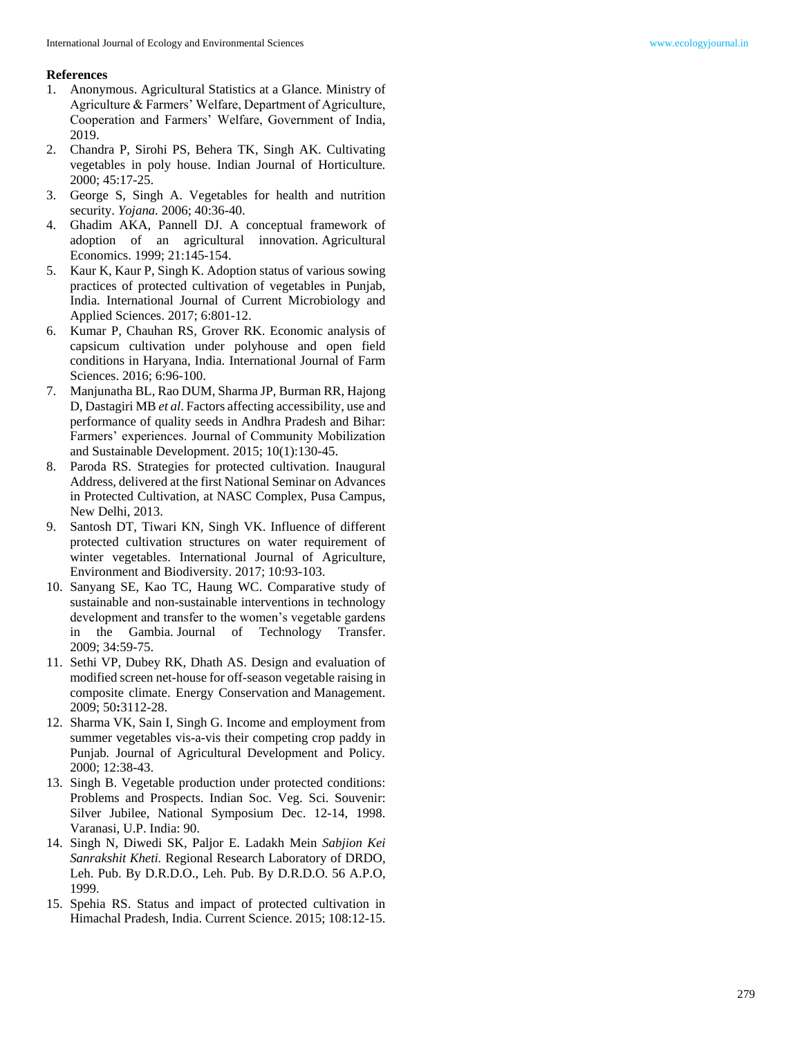## References

1. Anonymous. Agricultural Statistics at a Glance. Ministry of Agriculture & Farmers' Welfare, Department of Agriculture, Cooperation and Farmers' Welfare, Government of India, 2019.
2. Chandra P, Sirohi PS, Behera TK, Singh AK. Cultivating vegetables in poly house. Indian Journal of Horticulture. 2000; 45:17-25.
3. George S, Singh A. Vegetables for health and nutrition security. *Yojana.* 2006; 40:36-40.
4. Ghadim AKA, Pannell DJ. A conceptual framework of adoption of an agricultural innovation. Agricultural Economics. 1999; 21:145-154.
5. Kaur K, Kaur P, Singh K. Adoption status of various sowing practices of protected cultivation of vegetables in Punjab, India. International Journal of Current Microbiology and Applied Sciences. 2017; 6:801-12.
6. Kumar P, Chauhan RS, Grover RK. Economic analysis of capsicum cultivation under polyhouse and open field conditions in Haryana, India. International Journal of Farm Sciences. 2016; 6:96-100.
7. Manjunatha BL, Rao DUM, Sharma JP, Burman RR, Hajong D, Dastagiri MB *et al*. Factors affecting accessibility, use and performance of quality seeds in Andhra Pradesh and Bihar: Farmers' experiences. Journal of Community Mobilization and Sustainable Development. 2015; 10(1):130-45.
8. Paroda RS. Strategies for protected cultivation. Inaugural Address, delivered at the first National Seminar on Advances in Protected Cultivation, at NASC Complex, Pusa Campus, New Delhi, 2013.
9. Santosh DT, Tiwari KN, Singh VK. Influence of different protected cultivation structures on water requirement of winter vegetables. International Journal of Agriculture, Environment and Biodiversity. 2017; 10:93-103.
10. Sanyang SE, Kao TC, Haung WC. Comparative study of sustainable and non-sustainable interventions in technology development and transfer to the women's vegetable gardens in the Gambia. Journal of Technology Transfer. 2009; 34:59-75.
11. Sethi VP, Dubey RK, Dhath AS. Design and evaluation of modified screen net-house for off-season vegetable raising in composite climate. Energy Conservation and Management. 2009; 50**:**3112-28.
12. Sharma VK, Sain I, Singh G. Income and employment from summer vegetables vis-a-vis their competing crop paddy in Punjab. Journal of Agricultural Development and Policy. 2000; 12:38-43.
13. Singh B. Vegetable production under protected conditions: Problems and Prospects. Indian Soc. Veg. Sci. Souvenir: Silver Jubilee, National Symposium Dec. 12-14, 1998. Varanasi, U.P. India: 90.
14. Singh N, Diwedi SK, Paljor E. Ladakh Mein *Sabjion Kei Sanrakshit Kheti.* Regional Research Laboratory of DRDO, Leh. Pub. By D.R.D.O., Leh. Pub. By D.R.D.O. 56 A.P.O, 1999.
15. Spehia RS. Status and impact of protected cultivation in Himachal Pradesh, India. Current Science. 2015; 108:12-15.